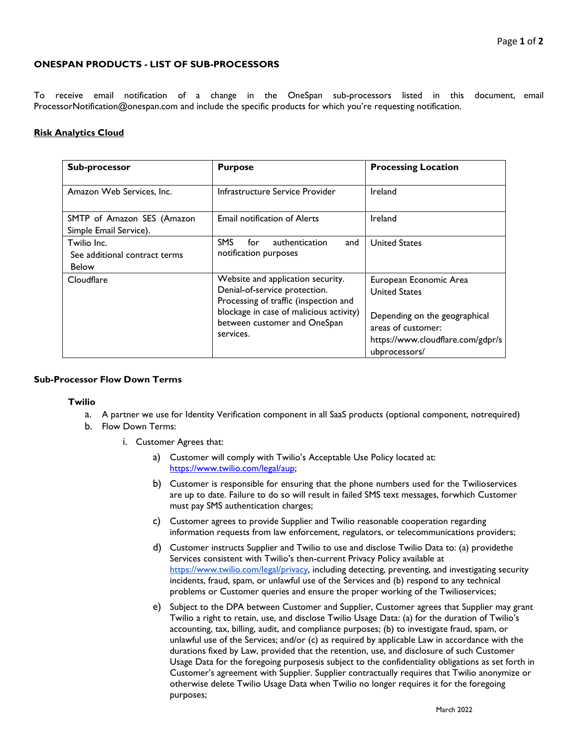# ONESPAN PRODUCTS - LIST OF SUB-PROCESSORS

To receive email notification of a change in the OneSpan sub-processors listed in this document, email ProcessorNotification@onespan.com and include the specific products for which you're requesting notification.

## Risk Analytics Cloud

| Sub-processor | Purpose | Processing Location |
|---|---|---|
| Amazon Web Services, Inc. | Infrastructure Service Provider | Ireland |
| SMTP of Amazon SES (Amazon Simple Email Service). | Email notification of Alerts | Ireland |
| Twilio Inc.<br>See additional contract terms Below | SMS for authentication and notification purposes | United States |
| Cloudflare | Website and application security.<br>Denial-of-service protection.<br>Processing of traffic (inspection and blockage in case of malicious activity) between customer and OneSpan services. | European Economic Area<br>United States<br><br>Depending on the geographical areas of customer: https://www.cloudflare.com/gdpr/subprocessors/ |

### Sub-Processor Flow Down Terms

#### Twilio

a. A partner we use for Identity Verification component in all SaaS products (optional component, notrequired)

b. Flow Down Terms:

   i. Customer Agrees that:

      a) Customer will comply with Twilio's Acceptable Use Policy located at: https://www.twilio.com/legal/aup;

      b) Customer is responsible for ensuring that the phone numbers used for the Twilioservices are up to date. Failure to do so will result in failed SMS text messages, forwhich Customer must pay SMS authentication charges;

      c) Customer agrees to provide Supplier and Twilio reasonable cooperation regarding information requests from law enforcement, regulators, or telecommunications providers;

      d) Customer instructs Supplier and Twilio to use and disclose Twilio Data to: (a) providethe Services consistent with Twilio's then-current Privacy Policy available at https://www.twilio.com/legal/privacy, including detecting, preventing, and investigating security incidents, fraud, spam, or unlawful use of the Services and (b) respond to any technical problems or Customer queries and ensure the proper working of the Twilioservices;

      e) Subject to the DPA between Customer and Supplier, Customer agrees that Supplier may grant Twilio a right to retain, use, and disclose Twilio Usage Data: (a) for the duration of Twilio's accounting, tax, billing, audit, and compliance purposes; (b) to investigate fraud, spam, or unlawful use of the Services; and/or (c) as required by applicable Law in accordance with the durations fixed by Law, provided that the retention, use, and disclosure of such Customer Usage Data for the foregoing purposesis subject to the confidentiality obligations as set forth in Customer's agreement with Supplier. Supplier contractually requires that Twilio anonymize or otherwise delete Twilio Usage Data when Twilio no longer requires it for the foregoing purposes;

March 2022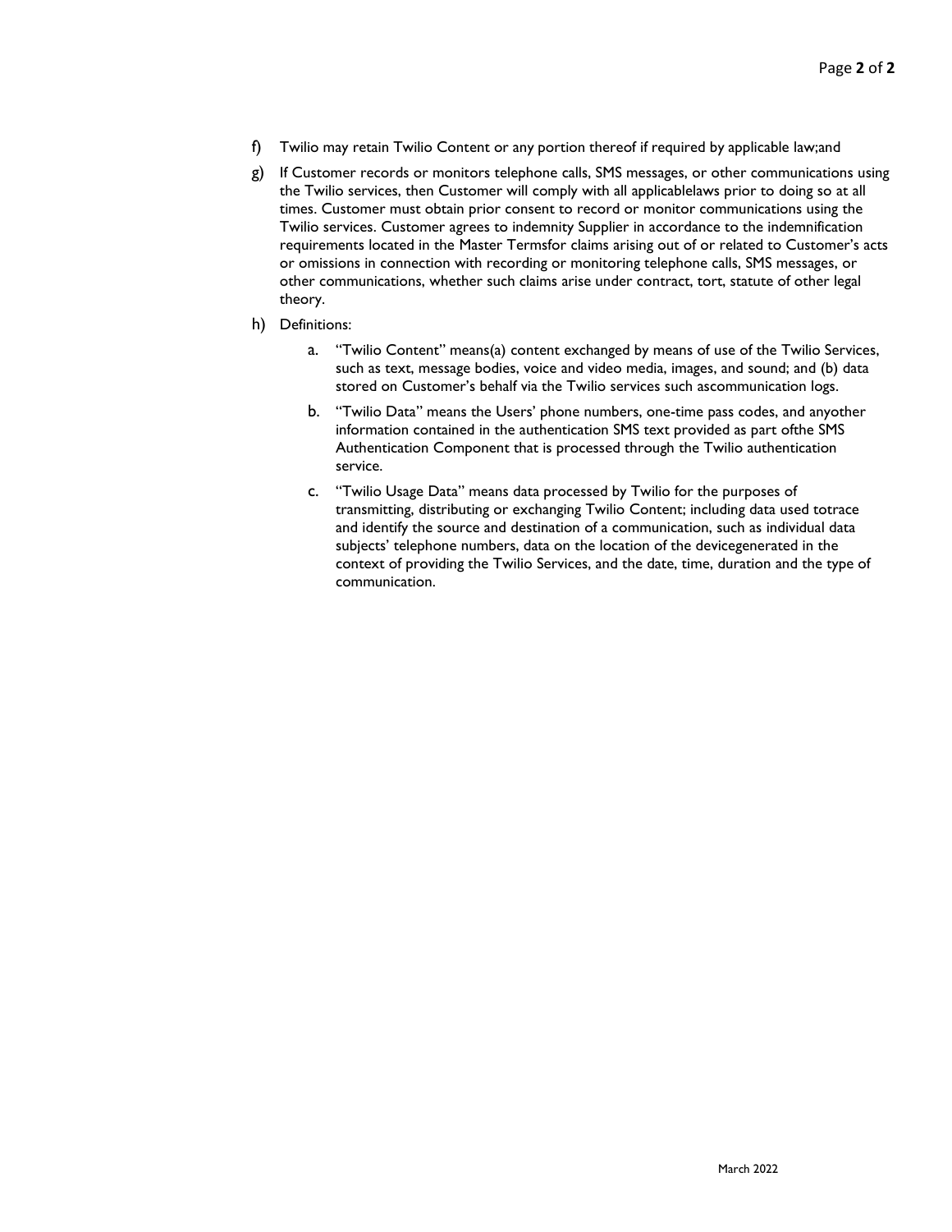f) Twilio may retain Twilio Content or any portion thereof if required by applicable law;and

g) If Customer records or monitors telephone calls, SMS messages, or other communications using the Twilio services, then Customer will comply with all applicablelaws prior to doing so at all times. Customer must obtain prior consent to record or monitor communications using the Twilio services. Customer agrees to indemnity Supplier in accordance to the indemnification requirements located in the Master Termsfor claims arising out of or related to Customer's acts or omissions in connection with recording or monitoring telephone calls, SMS messages, or other communications, whether such claims arise under contract, tort, statute of other legal theory.

h) Definitions:

    a. "Twilio Content" means(a) content exchanged by means of use of the Twilio Services, such as text, message bodies, voice and video media, images, and sound; and (b) data stored on Customer's behalf via the Twilio services such ascommunication logs.

    b. "Twilio Data" means the Users' phone numbers, one-time pass codes, and anyother information contained in the authentication SMS text provided as part ofthe SMS Authentication Component that is processed through the Twilio authentication service.

    c. "Twilio Usage Data" means data processed by Twilio for the purposes of transmitting, distributing or exchanging Twilio Content; including data used totrace and identify the source and destination of a communication, such as individual data subjects' telephone numbers, data on the location of the devicegenerated in the context of providing the Twilio Services, and the date, time, duration and the type of communication.

March 2022